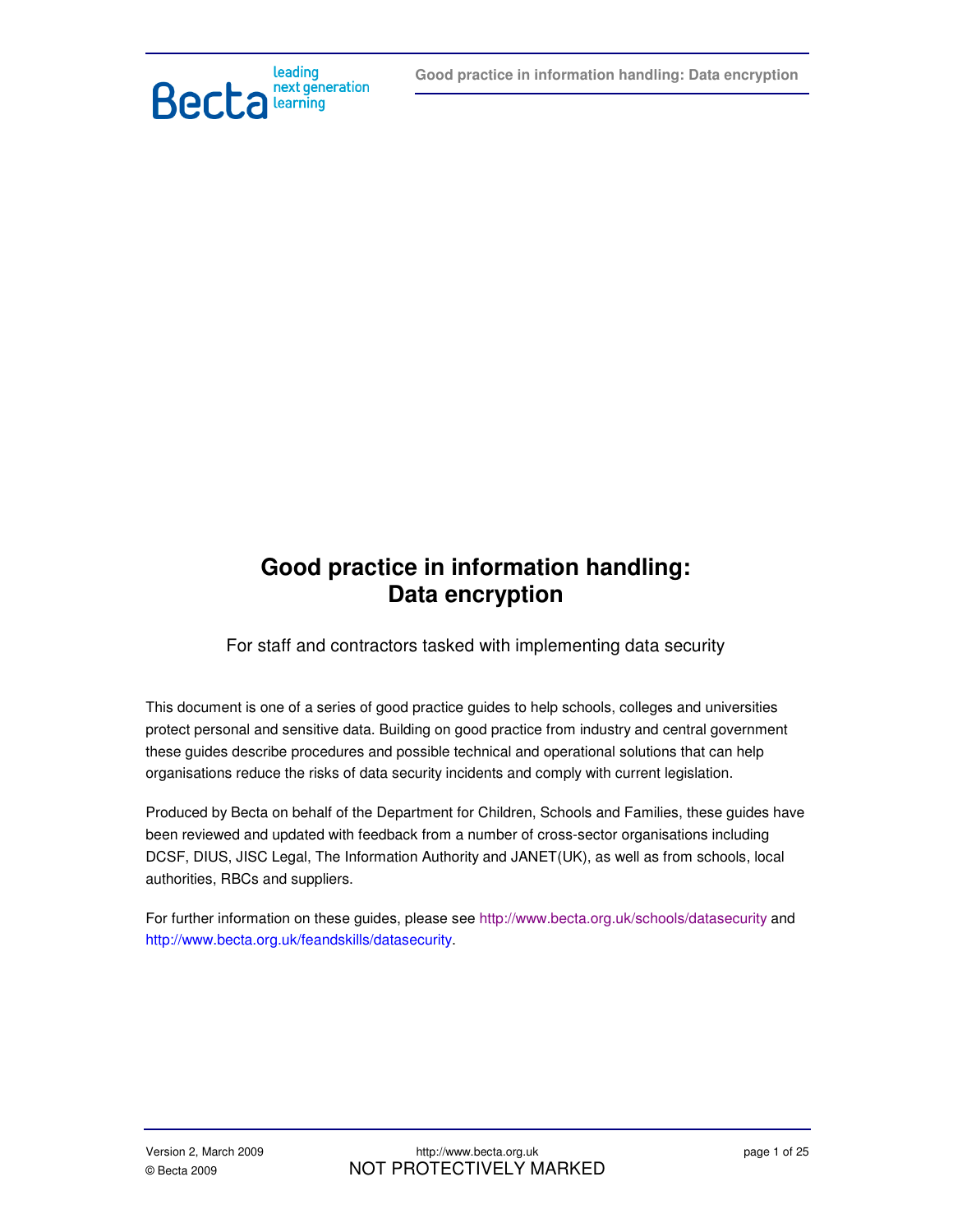# Good practice in information handling: Data encryption

For staff and contractors tasked with implementing data security

This document is one of a series of good practice guides to help schools, colleges and universities protect personal and sensitive data. Building on good practice from industry and central government these guides describe procedures and possible technical and operational solutions that can help organisations reduce the risks of data security incidents and comply with current legislation.

Produced by Becta on behalf of the Department for Children, Schools and Families, these guides have been reviewed and updated with feedback from a number of cross-sector organisations including DCSF, DIUS, JISC Legal, The Information Authority and JANET(UK), as well as from schools, local authorities, RBCs and suppliers.

For further information on these guides, please see http://www.becta.org.uk/schools/datasecurity and http://www.becta.org.uk/feandskills/datasecurity.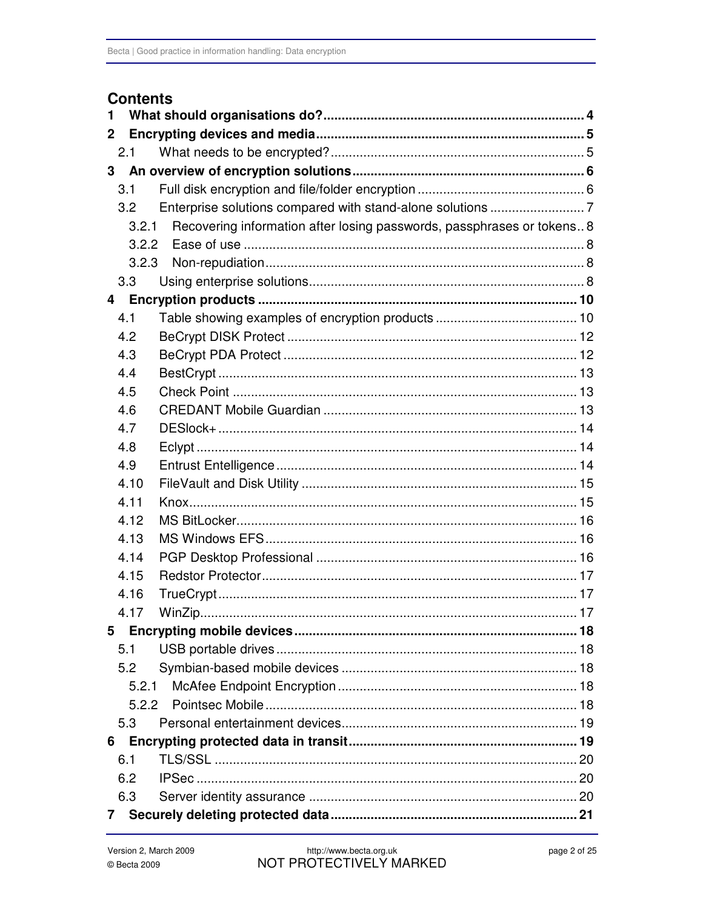# Contents

1 What should organisations do? ..... 4
2 Encrypting devices and media ..... 5
  2.1 What needs to be encrypted? ..... 5
3 An overview of encryption solutions ..... 6
  3.1 Full disk encryption and file/folder encryption ..... 6
  3.2 Enterprise solutions compared with stand-alone solutions ..... 7
    3.2.1 Recovering information after losing passwords, passphrases or tokens ..... 8
    3.2.2 Ease of use ..... 8
    3.2.3 Non-repudiation ..... 8
  3.3 Using enterprise solutions ..... 8
4 Encryption products ..... 10
  4.1 Table showing examples of encryption products ..... 10
  4.2 BeCrypt DISK Protect ..... 12
  4.3 BeCrypt PDA Protect ..... 12
  4.4 BestCrypt ..... 13
  4.5 Check Point ..... 13
  4.6 CREDANT Mobile Guardian ..... 13
  4.7 DESlock+ ..... 14
  4.8 Eclypt ..... 14
  4.9 Entrust Entelligence ..... 14
  4.10 FileVault and Disk Utility ..... 15
  4.11 Knox ..... 15
  4.12 MS BitLocker ..... 16
  4.13 MS Windows EFS ..... 16
  4.14 PGP Desktop Professional ..... 16
  4.15 Redstor Protector ..... 17
  4.16 TrueCrypt ..... 17
  4.17 WinZip ..... 17
5 Encrypting mobile devices ..... 18
  5.1 USB portable drives ..... 18
  5.2 Symbian-based mobile devices ..... 18
    5.2.1 McAfee Endpoint Encryption ..... 18
    5.2.2 Pointsec Mobile ..... 18
  5.3 Personal entertainment devices ..... 19
6 Encrypting protected data in transit ..... 19
  6.1 TLS/SSL ..... 20
  6.2 IPSec ..... 20
  6.3 Server identity assurance ..... 20
7 Securely deleting protected data ..... 21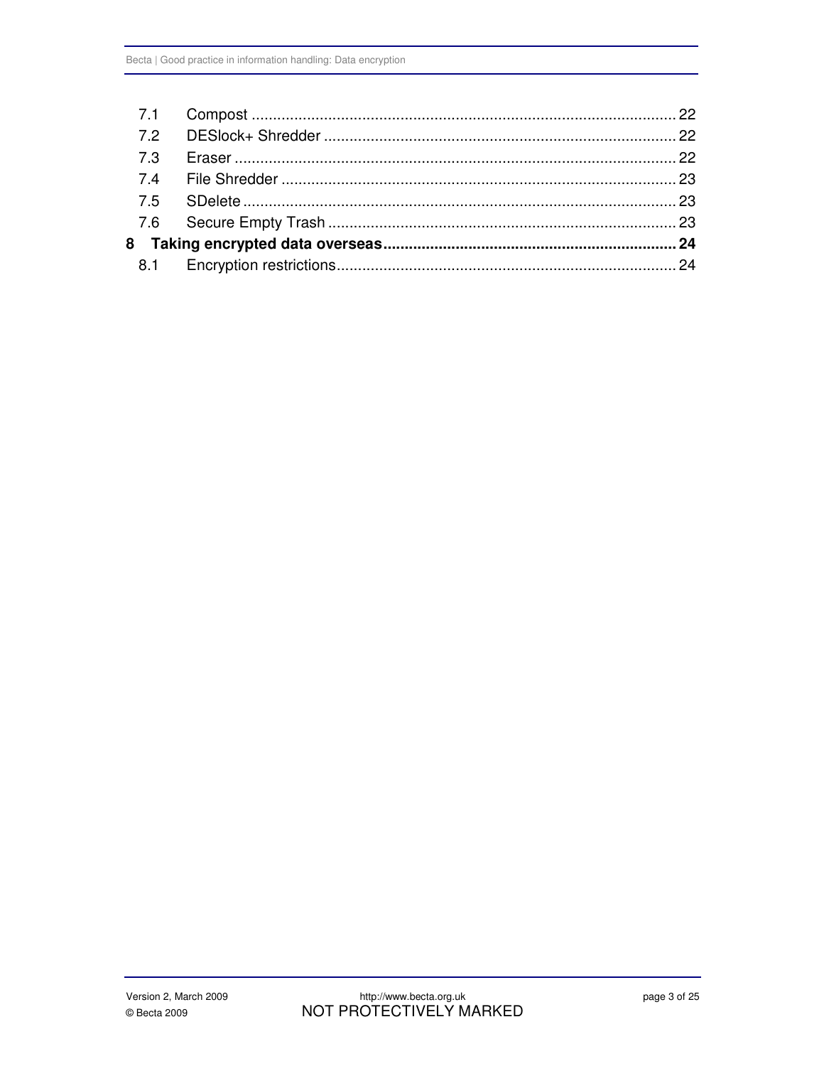| | | |
|---|---|---|
| 7.1 | Compost | 22 |
| 7.2 | DESlock+ Shredder | 22 |
| 7.3 | Eraser | 22 |
| 7.4 | File Shredder | 23 |
| 7.5 | SDelete | 23 |
| 7.6 | Secure Empty Trash | 23 |
| **8** | **Taking encrypted data overseas** | **24** |
| 8.1 | Encryption restrictions | 24 |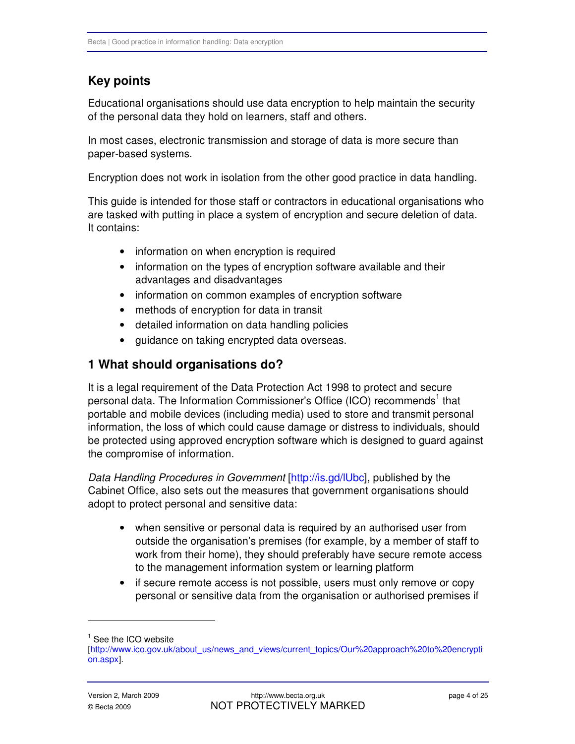## Key points

Educational organisations should use data encryption to help maintain the security of the personal data they hold on learners, staff and others.

In most cases, electronic transmission and storage of data is more secure than paper-based systems.

Encryption does not work in isolation from the other good practice in data handling.

This guide is intended for those staff or contractors in educational organisations who are tasked with putting in place a system of encryption and secure deletion of data. It contains:

- information on when encryption is required
- information on the types of encryption software available and their advantages and disadvantages
- information on common examples of encryption software
- methods of encryption for data in transit
- detailed information on data handling policies
- guidance on taking encrypted data overseas.

## 1 What should organisations do?

It is a legal requirement of the Data Protection Act 1998 to protect and secure personal data. The Information Commissioner's Office (ICO) recommends[1] that portable and mobile devices (including media) used to store and transmit personal information, the loss of which could cause damage or distress to individuals, should be protected using approved encryption software which is designed to guard against the compromise of information.

*Data Handling Procedures in Government* [http://is.gd/lUbc], published by the Cabinet Office, also sets out the measures that government organisations should adopt to protect personal and sensitive data:

- when sensitive or personal data is required by an authorised user from outside the organisation's premises (for example, by a member of staff to work from their home), they should preferably have secure remote access to the management information system or learning platform
- if secure remote access is not possible, users must only remove or copy personal or sensitive data from the organisation or authorised premises if

---

[1] See the ICO website [http://www.ico.gov.uk/about_us/news_and_views/current_topics/Our%20approach%20to%20encryption.aspx].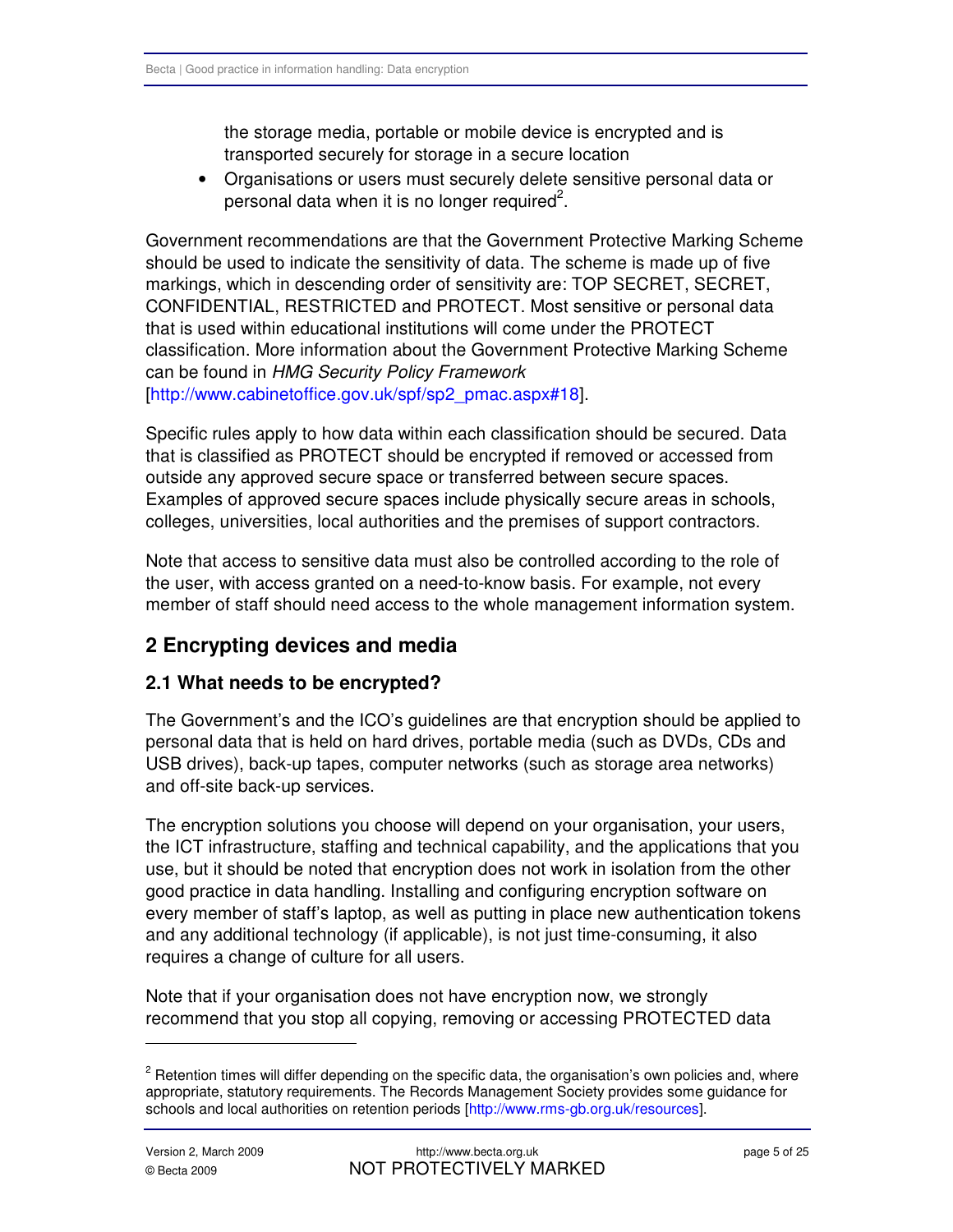the storage media, portable or mobile device is encrypted and is transported securely for storage in a secure location

- Organisations or users must securely delete sensitive personal data or personal data when it is no longer required[2].

Government recommendations are that the Government Protective Marking Scheme should be used to indicate the sensitivity of data. The scheme is made up of five markings, which in descending order of sensitivity are: TOP SECRET, SECRET, CONFIDENTIAL, RESTRICTED and PROTECT. Most sensitive or personal data that is used within educational institutions will come under the PROTECT classification. More information about the Government Protective Marking Scheme can be found in *HMG Security Policy Framework* [http://www.cabinetoffice.gov.uk/spf/sp2_pmac.aspx#18].

Specific rules apply to how data within each classification should be secured. Data that is classified as PROTECT should be encrypted if removed or accessed from outside any approved secure space or transferred between secure spaces. Examples of approved secure spaces include physically secure areas in schools, colleges, universities, local authorities and the premises of support contractors.

Note that access to sensitive data must also be controlled according to the role of the user, with access granted on a need-to-know basis. For example, not every member of staff should need access to the whole management information system.

## 2 Encrypting devices and media

### 2.1 What needs to be encrypted?

The Government's and the ICO's guidelines are that encryption should be applied to personal data that is held on hard drives, portable media (such as DVDs, CDs and USB drives), back-up tapes, computer networks (such as storage area networks) and off-site back-up services.

The encryption solutions you choose will depend on your organisation, your users, the ICT infrastructure, staffing and technical capability, and the applications that you use, but it should be noted that encryption does not work in isolation from the other good practice in data handling. Installing and configuring encryption software on every member of staff's laptop, as well as putting in place new authentication tokens and any additional technology (if applicable), is not just time-consuming, it also requires a change of culture for all users.

Note that if your organisation does not have encryption now, we strongly recommend that you stop all copying, removing or accessing PROTECTED data

---

[2] Retention times will differ depending on the specific data, the organisation's own policies and, where appropriate, statutory requirements. The Records Management Society provides some guidance for schools and local authorities on retention periods [http://www.rms-gb.org.uk/resources].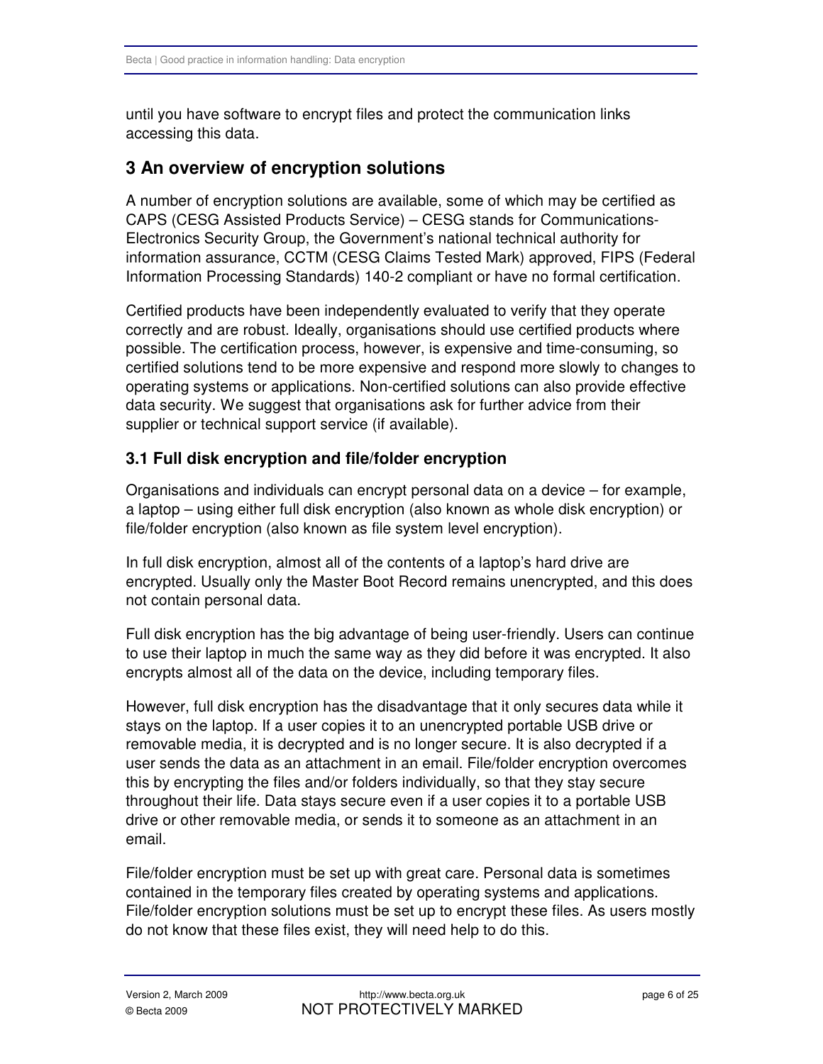until you have software to encrypt files and protect the communication links accessing this data.

## 3 An overview of encryption solutions

A number of encryption solutions are available, some of which may be certified as CAPS (CESG Assisted Products Service) – CESG stands for Communications-Electronics Security Group, the Government's national technical authority for information assurance, CCTM (CESG Claims Tested Mark) approved, FIPS (Federal Information Processing Standards) 140-2 compliant or have no formal certification.

Certified products have been independently evaluated to verify that they operate correctly and are robust. Ideally, organisations should use certified products where possible. The certification process, however, is expensive and time-consuming, so certified solutions tend to be more expensive and respond more slowly to changes to operating systems or applications. Non-certified solutions can also provide effective data security. We suggest that organisations ask for further advice from their supplier or technical support service (if available).

### 3.1 Full disk encryption and file/folder encryption

Organisations and individuals can encrypt personal data on a device – for example, a laptop – using either full disk encryption (also known as whole disk encryption) or file/folder encryption (also known as file system level encryption).

In full disk encryption, almost all of the contents of a laptop's hard drive are encrypted. Usually only the Master Boot Record remains unencrypted, and this does not contain personal data.

Full disk encryption has the big advantage of being user-friendly. Users can continue to use their laptop in much the same way as they did before it was encrypted. It also encrypts almost all of the data on the device, including temporary files.

However, full disk encryption has the disadvantage that it only secures data while it stays on the laptop. If a user copies it to an unencrypted portable USB drive or removable media, it is decrypted and is no longer secure. It is also decrypted if a user sends the data as an attachment in an email. File/folder encryption overcomes this by encrypting the files and/or folders individually, so that they stay secure throughout their life. Data stays secure even if a user copies it to a portable USB drive or other removable media, or sends it to someone as an attachment in an email.

File/folder encryption must be set up with great care. Personal data is sometimes contained in the temporary files created by operating systems and applications. File/folder encryption solutions must be set up to encrypt these files. As users mostly do not know that these files exist, they will need help to do this.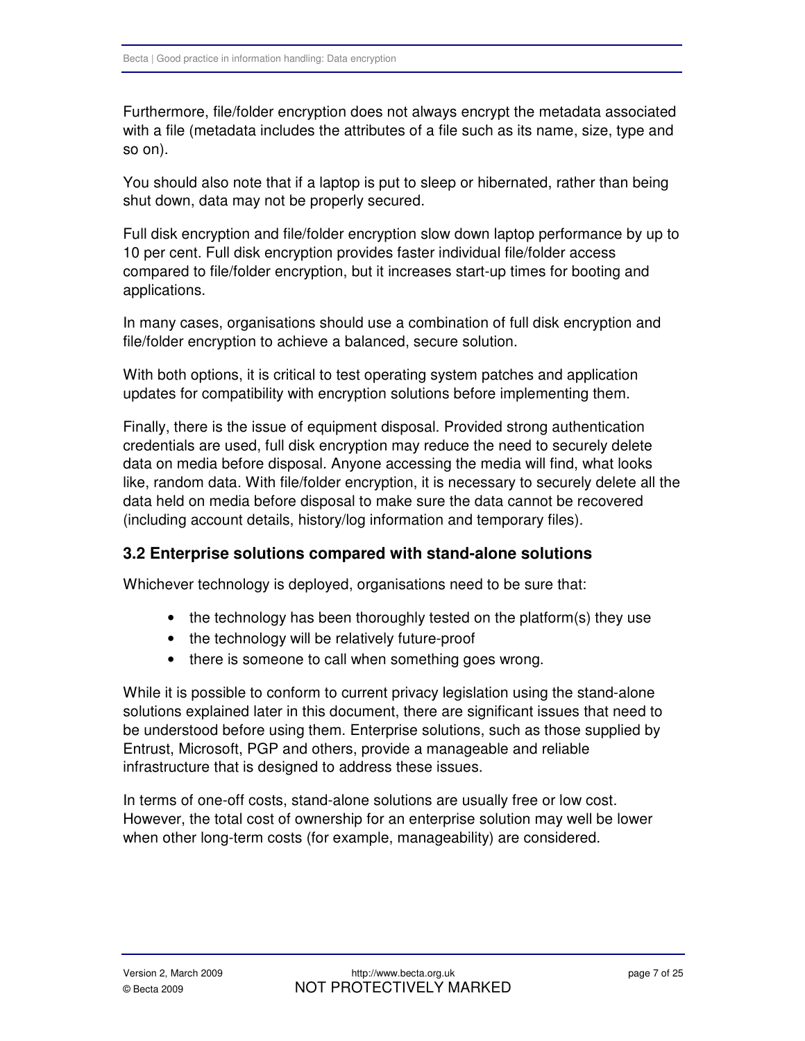Furthermore, file/folder encryption does not always encrypt the metadata associated with a file (metadata includes the attributes of a file such as its name, size, type and so on).

You should also note that if a laptop is put to sleep or hibernated, rather than being shut down, data may not be properly secured.

Full disk encryption and file/folder encryption slow down laptop performance by up to 10 per cent. Full disk encryption provides faster individual file/folder access compared to file/folder encryption, but it increases start-up times for booting and applications.

In many cases, organisations should use a combination of full disk encryption and file/folder encryption to achieve a balanced, secure solution.

With both options, it is critical to test operating system patches and application updates for compatibility with encryption solutions before implementing them.

Finally, there is the issue of equipment disposal. Provided strong authentication credentials are used, full disk encryption may reduce the need to securely delete data on media before disposal. Anyone accessing the media will find, what looks like, random data. With file/folder encryption, it is necessary to securely delete all the data held on media before disposal to make sure the data cannot be recovered (including account details, history/log information and temporary files).

### 3.2 Enterprise solutions compared with stand-alone solutions

Whichever technology is deployed, organisations need to be sure that:

- the technology has been thoroughly tested on the platform(s) they use
- the technology will be relatively future-proof
- there is someone to call when something goes wrong.

While it is possible to conform to current privacy legislation using the stand-alone solutions explained later in this document, there are significant issues that need to be understood before using them. Enterprise solutions, such as those supplied by Entrust, Microsoft, PGP and others, provide a manageable and reliable infrastructure that is designed to address these issues.

In terms of one-off costs, stand-alone solutions are usually free or low cost. However, the total cost of ownership for an enterprise solution may well be lower when other long-term costs (for example, manageability) are considered.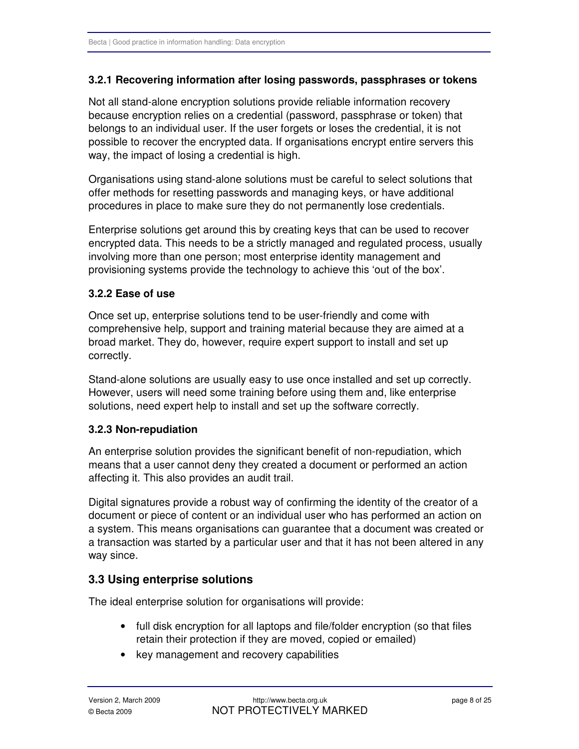### 3.2.1 Recovering information after losing passwords, passphrases or tokens

Not all stand-alone encryption solutions provide reliable information recovery because encryption relies on a credential (password, passphrase or token) that belongs to an individual user. If the user forgets or loses the credential, it is not possible to recover the encrypted data. If organisations encrypt entire servers this way, the impact of losing a credential is high.

Organisations using stand-alone solutions must be careful to select solutions that offer methods for resetting passwords and managing keys, or have additional procedures in place to make sure they do not permanently lose credentials.

Enterprise solutions get around this by creating keys that can be used to recover encrypted data. This needs to be a strictly managed and regulated process, usually involving more than one person; most enterprise identity management and provisioning systems provide the technology to achieve this 'out of the box'.

### 3.2.2 Ease of use

Once set up, enterprise solutions tend to be user-friendly and come with comprehensive help, support and training material because they are aimed at a broad market. They do, however, require expert support to install and set up correctly.

Stand-alone solutions are usually easy to use once installed and set up correctly. However, users will need some training before using them and, like enterprise solutions, need expert help to install and set up the software correctly.

### 3.2.3 Non-repudiation

An enterprise solution provides the significant benefit of non-repudiation, which means that a user cannot deny they created a document or performed an action affecting it. This also provides an audit trail.

Digital signatures provide a robust way of confirming the identity of the creator of a document or piece of content or an individual user who has performed an action on a system. This means organisations can guarantee that a document was created or a transaction was started by a particular user and that it has not been altered in any way since.

## 3.3 Using enterprise solutions

The ideal enterprise solution for organisations will provide:

- full disk encryption for all laptops and file/folder encryption (so that files retain their protection if they are moved, copied or emailed)
- key management and recovery capabilities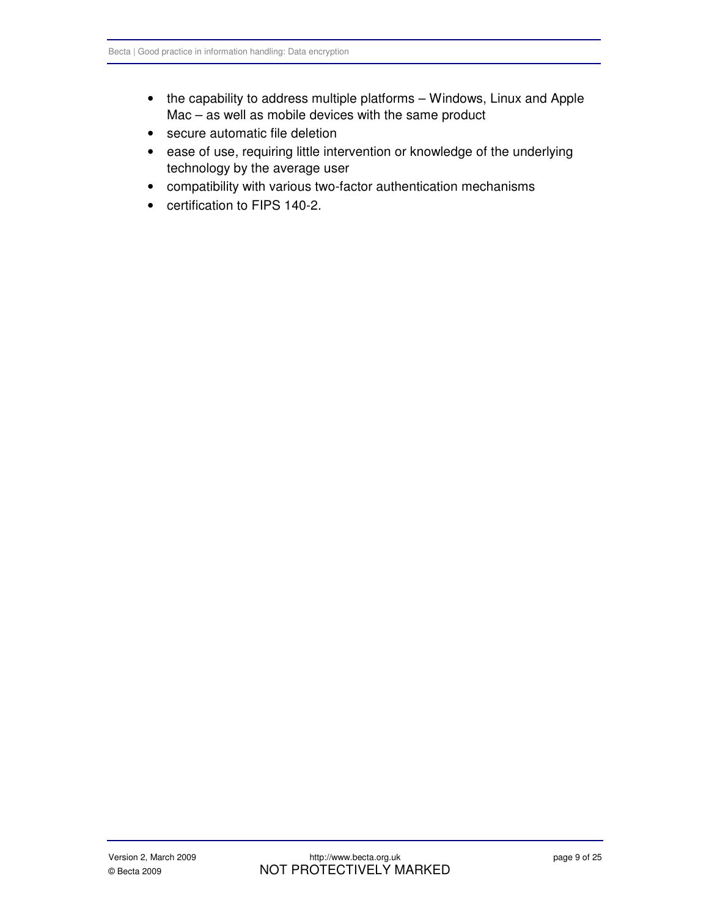- the capability to address multiple platforms – Windows, Linux and Apple Mac – as well as mobile devices with the same product
- secure automatic file deletion
- ease of use, requiring little intervention or knowledge of the underlying technology by the average user
- compatibility with various two-factor authentication mechanisms
- certification to FIPS 140-2.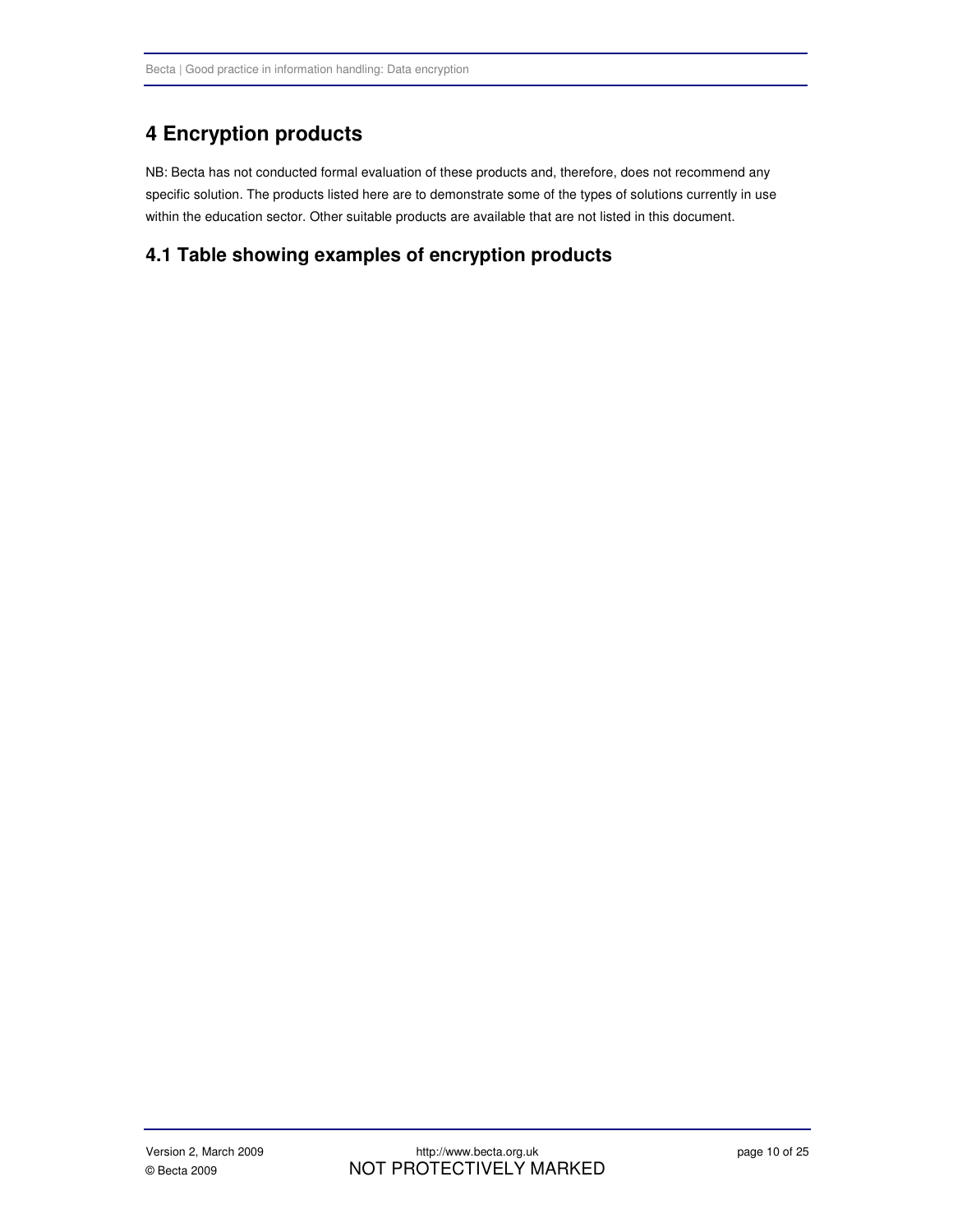# 4 Encryption products

NB: Becta has not conducted formal evaluation of these products and, therefore, does not recommend any specific solution. The products listed here are to demonstrate some of the types of solutions currently in use within the education sector. Other suitable products are available that are not listed in this document.

## 4.1 Table showing examples of encryption products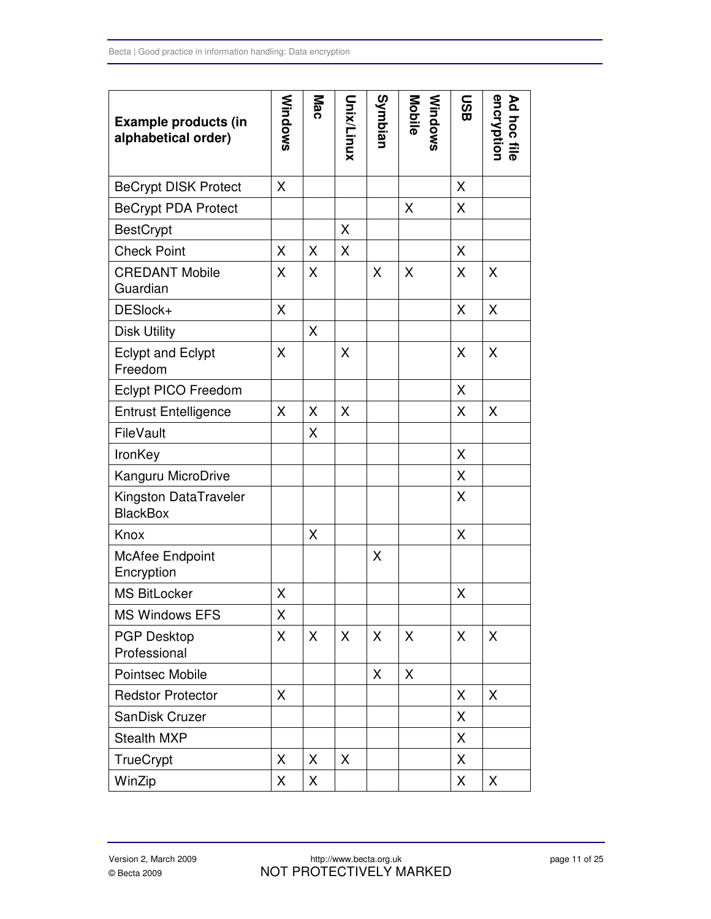| Example products (in alphabetical order) | Windows | Mac | Unix/Linux | Symbian | Windows Mobile | USB | Ad hoc file encryption |
|---|---|---|---|---|---|---|---|
| BeCrypt DISK Protect | X | | | | | X | |
| BeCrypt PDA Protect | | | | | X | X | |
| BestCrypt | | | X | | | | |
| Check Point | X | X | X | | | X | |
| CREDANT Mobile Guardian | X | X | | X | X | X | X |
| DESlock+ | X | | | | | X | X |
| Disk Utility | | X | | | | | |
| Eclypt and Eclypt Freedom | X | | X | | | X | X |
| Eclypt PICO Freedom | | | | | | X | |
| Entrust Entelligence | X | X | X | | | X | X |
| FileVault | | X | | | | | |
| IronKey | | | | | | X | |
| Kanguru MicroDrive | | | | | | X | |
| Kingston DataTraveler BlackBox | | | | | | X | |
| Knox | | X | | | | X | |
| McAfee Endpoint Encryption | | | | X | | | |
| MS BitLocker | X | | | | | X | |
| MS Windows EFS | X | | | | | | |
| PGP Desktop Professional | X | X | X | X | X | X | X |
| Pointsec Mobile | | | | X | X | | |
| Redstor Protector | X | | | | | X | X |
| SanDisk Cruzer | | | | | | X | |
| Stealth MXP | | | | | | X | |
| TrueCrypt | X | X | X | | | X | |
| WinZip | X | X | | | | X | X |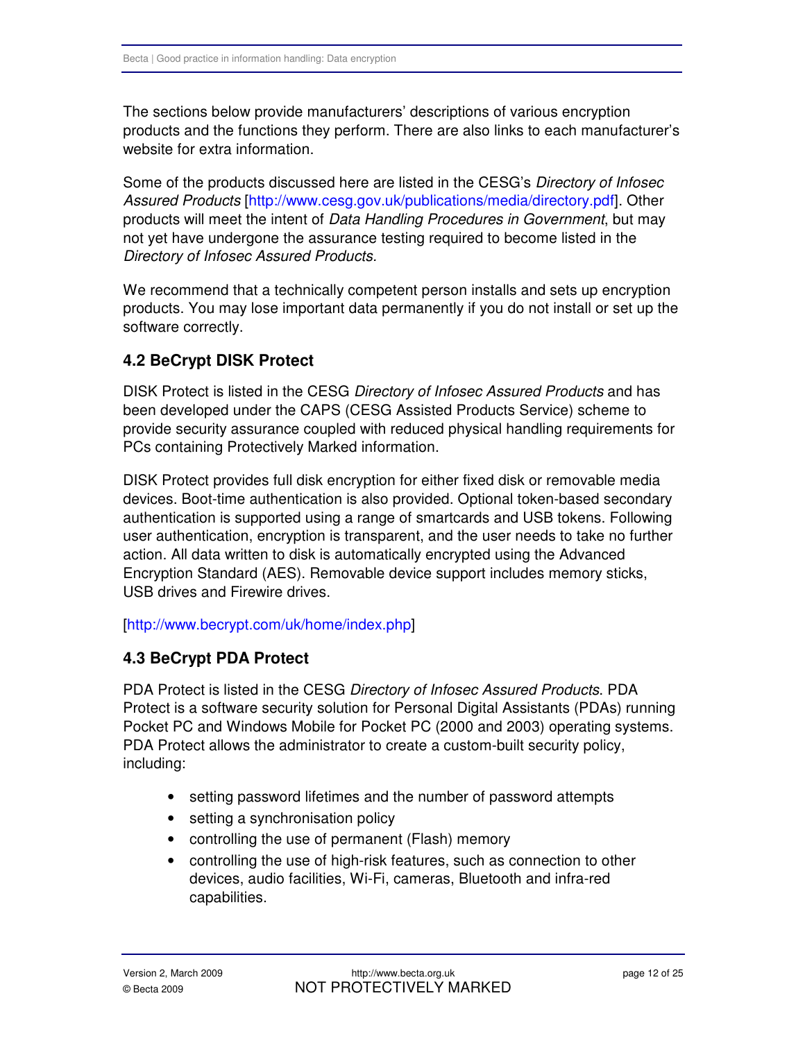The sections below provide manufacturers' descriptions of various encryption products and the functions they perform. There are also links to each manufacturer's website for extra information.

Some of the products discussed here are listed in the CESG's *Directory of Infosec Assured Products* [http://www.cesg.gov.uk/publications/media/directory.pdf]. Other products will meet the intent of *Data Handling Procedures in Government*, but may not yet have undergone the assurance testing required to become listed in the *Directory of Infosec Assured Products.*

We recommend that a technically competent person installs and sets up encryption products. You may lose important data permanently if you do not install or set up the software correctly.

### 4.2 BeCrypt DISK Protect

DISK Protect is listed in the CESG *Directory of Infosec Assured Products* and has been developed under the CAPS (CESG Assisted Products Service) scheme to provide security assurance coupled with reduced physical handling requirements for PCs containing Protectively Marked information.

DISK Protect provides full disk encryption for either fixed disk or removable media devices. Boot-time authentication is also provided. Optional token-based secondary authentication is supported using a range of smartcards and USB tokens. Following user authentication, encryption is transparent, and the user needs to take no further action. All data written to disk is automatically encrypted using the Advanced Encryption Standard (AES). Removable device support includes memory sticks, USB drives and Firewire drives.

[http://www.becrypt.com/uk/home/index.php]

### 4.3 BeCrypt PDA Protect

PDA Protect is listed in the CESG *Directory of Infosec Assured Products*. PDA Protect is a software security solution for Personal Digital Assistants (PDAs) running Pocket PC and Windows Mobile for Pocket PC (2000 and 2003) operating systems. PDA Protect allows the administrator to create a custom-built security policy, including:

- setting password lifetimes and the number of password attempts
- setting a synchronisation policy
- controlling the use of permanent (Flash) memory
- controlling the use of high-risk features, such as connection to other devices, audio facilities, Wi-Fi, cameras, Bluetooth and infra-red capabilities.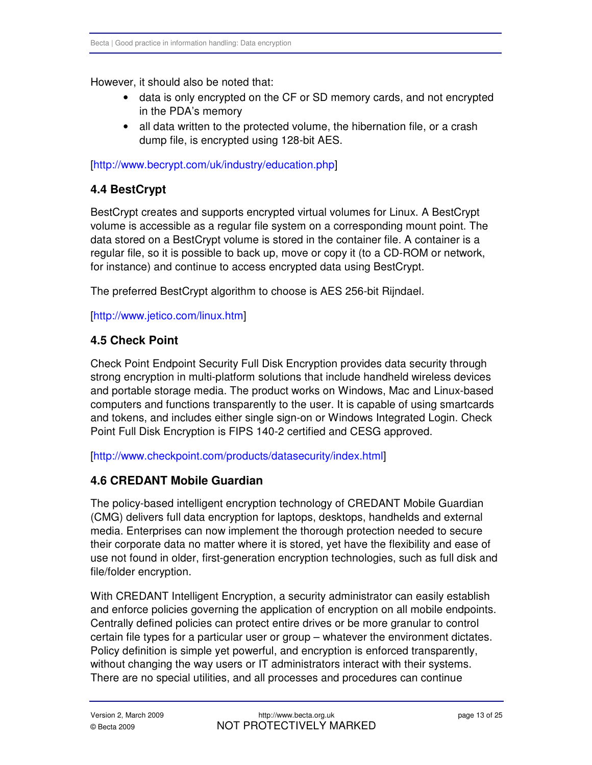However, it should also be noted that:

- data is only encrypted on the CF or SD memory cards, and not encrypted in the PDA's memory
- all data written to the protected volume, the hibernation file, or a crash dump file, is encrypted using 128-bit AES.

[http://www.becrypt.com/uk/industry/education.php]

### 4.4 BestCrypt

BestCrypt creates and supports encrypted virtual volumes for Linux. A BestCrypt volume is accessible as a regular file system on a corresponding mount point. The data stored on a BestCrypt volume is stored in the container file. A container is a regular file, so it is possible to back up, move or copy it (to a CD-ROM or network, for instance) and continue to access encrypted data using BestCrypt.

The preferred BestCrypt algorithm to choose is AES 256-bit Rijndael.

[http://www.jetico.com/linux.htm]

### 4.5 Check Point

Check Point Endpoint Security Full Disk Encryption provides data security through strong encryption in multi-platform solutions that include handheld wireless devices and portable storage media. The product works on Windows, Mac and Linux-based computers and functions transparently to the user. It is capable of using smartcards and tokens, and includes either single sign-on or Windows Integrated Login. Check Point Full Disk Encryption is FIPS 140-2 certified and CESG approved.

[http://www.checkpoint.com/products/datasecurity/index.html]

### 4.6 CREDANT Mobile Guardian

The policy-based intelligent encryption technology of CREDANT Mobile Guardian (CMG) delivers full data encryption for laptops, desktops, handhelds and external media. Enterprises can now implement the thorough protection needed to secure their corporate data no matter where it is stored, yet have the flexibility and ease of use not found in older, first-generation encryption technologies, such as full disk and file/folder encryption.

With CREDANT Intelligent Encryption, a security administrator can easily establish and enforce policies governing the application of encryption on all mobile endpoints. Centrally defined policies can protect entire drives or be more granular to control certain file types for a particular user or group – whatever the environment dictates. Policy definition is simple yet powerful, and encryption is enforced transparently, without changing the way users or IT administrators interact with their systems. There are no special utilities, and all processes and procedures can continue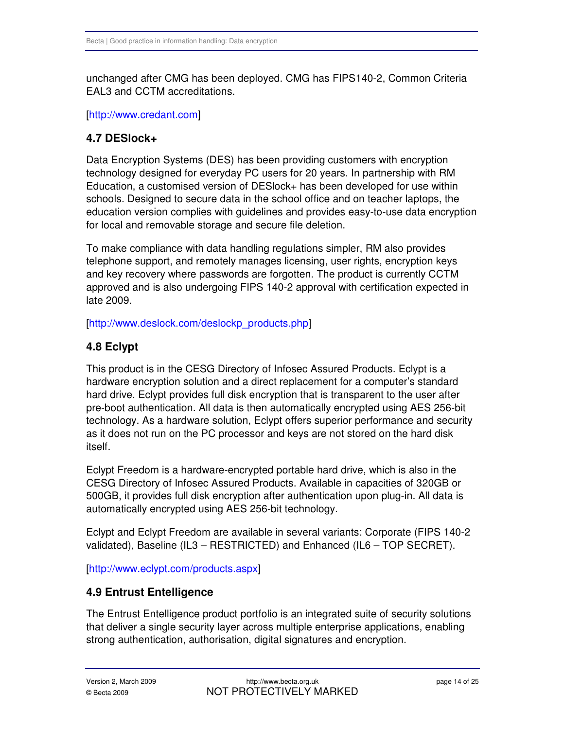unchanged after CMG has been deployed. CMG has FIPS140-2, Common Criteria EAL3 and CCTM accreditations.

[http://www.credant.com]

### 4.7 DESlock+

Data Encryption Systems (DES) has been providing customers with encryption technology designed for everyday PC users for 20 years. In partnership with RM Education, a customised version of DESlock+ has been developed for use within schools. Designed to secure data in the school office and on teacher laptops, the education version complies with guidelines and provides easy-to-use data encryption for local and removable storage and secure file deletion.

To make compliance with data handling regulations simpler, RM also provides telephone support, and remotely manages licensing, user rights, encryption keys and key recovery where passwords are forgotten. The product is currently CCTM approved and is also undergoing FIPS 140-2 approval with certification expected in late 2009.

[http://www.deslock.com/deslockp_products.php]

### 4.8 Eclypt

This product is in the CESG Directory of Infosec Assured Products. Eclypt is a hardware encryption solution and a direct replacement for a computer's standard hard drive. Eclypt provides full disk encryption that is transparent to the user after pre-boot authentication. All data is then automatically encrypted using AES 256-bit technology. As a hardware solution, Eclypt offers superior performance and security as it does not run on the PC processor and keys are not stored on the hard disk itself.

Eclypt Freedom is a hardware-encrypted portable hard drive, which is also in the CESG Directory of Infosec Assured Products. Available in capacities of 320GB or 500GB, it provides full disk encryption after authentication upon plug-in. All data is automatically encrypted using AES 256-bit technology.

Eclypt and Eclypt Freedom are available in several variants: Corporate (FIPS 140-2 validated), Baseline (IL3 – RESTRICTED) and Enhanced (IL6 – TOP SECRET).

[http://www.eclypt.com/products.aspx]

### 4.9 Entrust Entelligence

The Entrust Entelligence product portfolio is an integrated suite of security solutions that deliver a single security layer across multiple enterprise applications, enabling strong authentication, authorisation, digital signatures and encryption.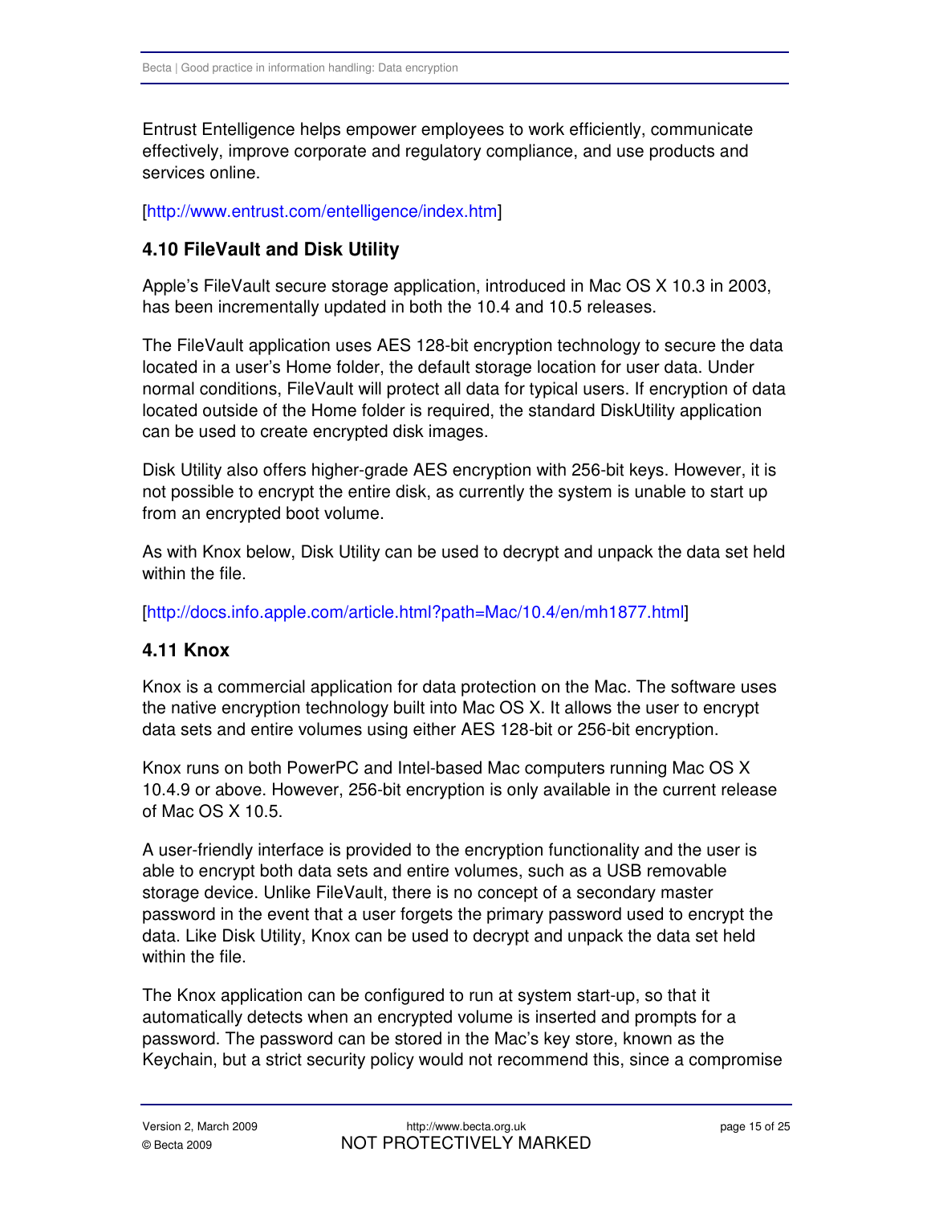Entrust Entelligence helps empower employees to work efficiently, communicate effectively, improve corporate and regulatory compliance, and use products and services online.

[http://www.entrust.com/entelligence/index.htm]

### 4.10 FileVault and Disk Utility

Apple's FileVault secure storage application, introduced in Mac OS X 10.3 in 2003, has been incrementally updated in both the 10.4 and 10.5 releases.

The FileVault application uses AES 128-bit encryption technology to secure the data located in a user's Home folder, the default storage location for user data. Under normal conditions, FileVault will protect all data for typical users. If encryption of data located outside of the Home folder is required, the standard DiskUtility application can be used to create encrypted disk images.

Disk Utility also offers higher-grade AES encryption with 256-bit keys. However, it is not possible to encrypt the entire disk, as currently the system is unable to start up from an encrypted boot volume.

As with Knox below, Disk Utility can be used to decrypt and unpack the data set held within the file.

[http://docs.info.apple.com/article.html?path=Mac/10.4/en/mh1877.html]

### 4.11 Knox

Knox is a commercial application for data protection on the Mac. The software uses the native encryption technology built into Mac OS X. It allows the user to encrypt data sets and entire volumes using either AES 128-bit or 256-bit encryption.

Knox runs on both PowerPC and Intel-based Mac computers running Mac OS X 10.4.9 or above. However, 256-bit encryption is only available in the current release of Mac OS X 10.5.

A user-friendly interface is provided to the encryption functionality and the user is able to encrypt both data sets and entire volumes, such as a USB removable storage device. Unlike FileVault, there is no concept of a secondary master password in the event that a user forgets the primary password used to encrypt the data. Like Disk Utility, Knox can be used to decrypt and unpack the data set held within the file.

The Knox application can be configured to run at system start-up, so that it automatically detects when an encrypted volume is inserted and prompts for a password. The password can be stored in the Mac's key store, known as the Keychain, but a strict security policy would not recommend this, since a compromise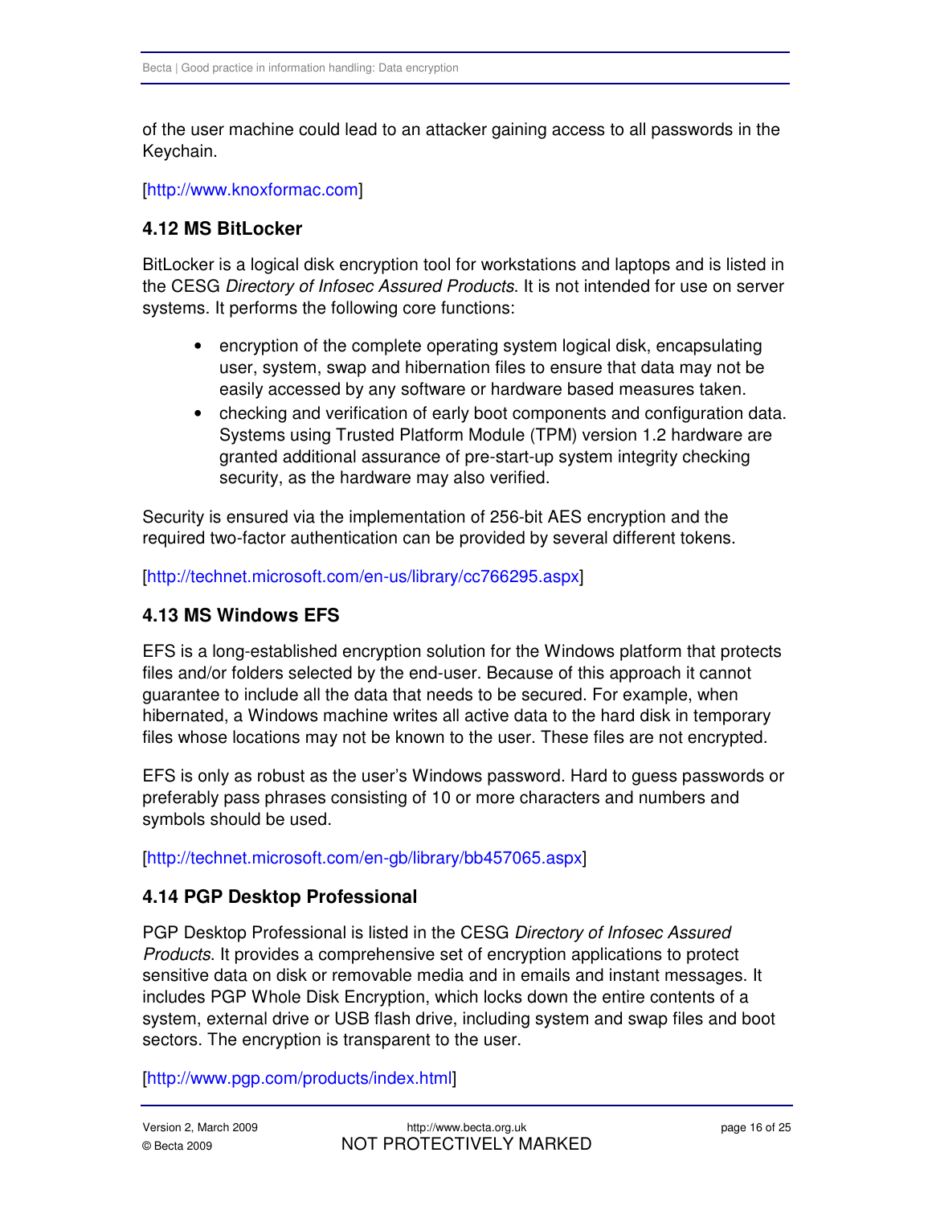of the user machine could lead to an attacker gaining access to all passwords in the Keychain.

[http://www.knoxformac.com]

### 4.12 MS BitLocker

BitLocker is a logical disk encryption tool for workstations and laptops and is listed in the CESG *Directory of Infosec Assured Products*. It is not intended for use on server systems. It performs the following core functions:

- encryption of the complete operating system logical disk, encapsulating user, system, swap and hibernation files to ensure that data may not be easily accessed by any software or hardware based measures taken.
- checking and verification of early boot components and configuration data. Systems using Trusted Platform Module (TPM) version 1.2 hardware are granted additional assurance of pre-start-up system integrity checking security, as the hardware may also verified.

Security is ensured via the implementation of 256-bit AES encryption and the required two-factor authentication can be provided by several different tokens.

[http://technet.microsoft.com/en-us/library/cc766295.aspx]

### 4.13 MS Windows EFS

EFS is a long-established encryption solution for the Windows platform that protects files and/or folders selected by the end-user. Because of this approach it cannot guarantee to include all the data that needs to be secured. For example, when hibernated, a Windows machine writes all active data to the hard disk in temporary files whose locations may not be known to the user. These files are not encrypted.

EFS is only as robust as the user's Windows password. Hard to guess passwords or preferably pass phrases consisting of 10 or more characters and numbers and symbols should be used.

[http://technet.microsoft.com/en-gb/library/bb457065.aspx]

### 4.14 PGP Desktop Professional

PGP Desktop Professional is listed in the CESG *Directory of Infosec Assured Products*. It provides a comprehensive set of encryption applications to protect sensitive data on disk or removable media and in emails and instant messages. It includes PGP Whole Disk Encryption, which locks down the entire contents of a system, external drive or USB flash drive, including system and swap files and boot sectors. The encryption is transparent to the user.

[http://www.pgp.com/products/index.html]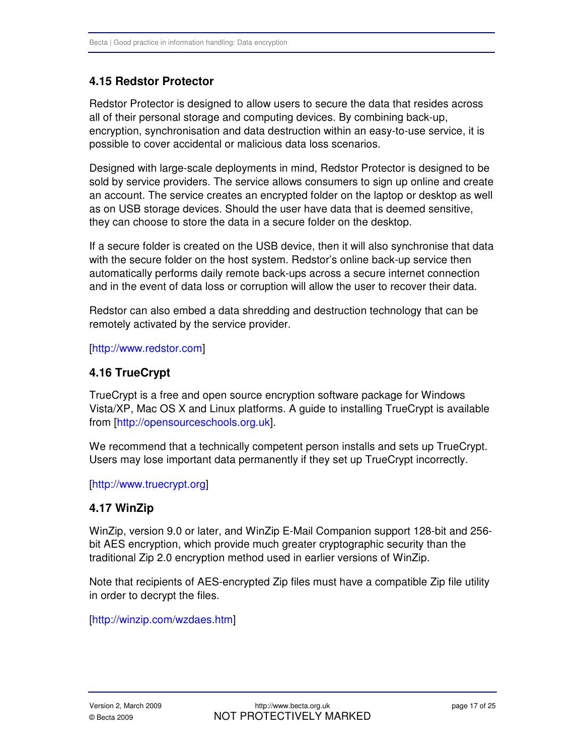## 4.15 Redstor Protector

Redstor Protector is designed to allow users to secure the data that resides across all of their personal storage and computing devices. By combining back-up, encryption, synchronisation and data destruction within an easy-to-use service, it is possible to cover accidental or malicious data loss scenarios.

Designed with large-scale deployments in mind, Redstor Protector is designed to be sold by service providers. The service allows consumers to sign up online and create an account. The service creates an encrypted folder on the laptop or desktop as well as on USB storage devices. Should the user have data that is deemed sensitive, they can choose to store the data in a secure folder on the desktop.

If a secure folder is created on the USB device, then it will also synchronise that data with the secure folder on the host system. Redstor's online back-up service then automatically performs daily remote back-ups across a secure internet connection and in the event of data loss or corruption will allow the user to recover their data.

Redstor can also embed a data shredding and destruction technology that can be remotely activated by the service provider.

[http://www.redstor.com]

## 4.16 TrueCrypt

TrueCrypt is a free and open source encryption software package for Windows Vista/XP, Mac OS X and Linux platforms. A guide to installing TrueCrypt is available from [http://opensourceschools.org.uk].

We recommend that a technically competent person installs and sets up TrueCrypt. Users may lose important data permanently if they set up TrueCrypt incorrectly.

[http://www.truecrypt.org]

## 4.17 WinZip

WinZip, version 9.0 or later, and WinZip E-Mail Companion support 128-bit and 256-bit AES encryption, which provide much greater cryptographic security than the traditional Zip 2.0 encryption method used in earlier versions of WinZip.

Note that recipients of AES-encrypted Zip files must have a compatible Zip file utility in order to decrypt the files.

[http://winzip.com/wzdaes.htm]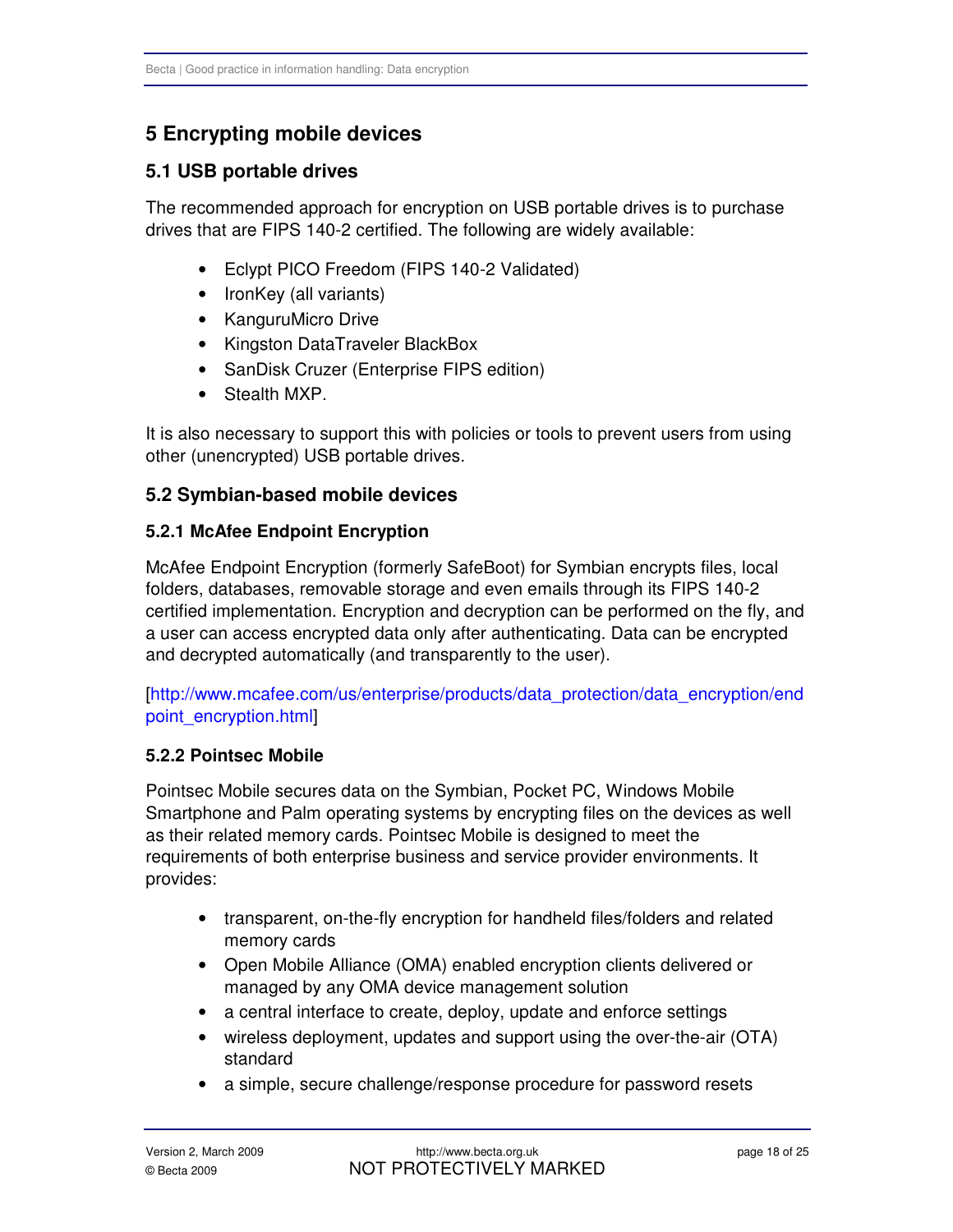# 5 Encrypting mobile devices

## 5.1 USB portable drives

The recommended approach for encryption on USB portable drives is to purchase drives that are FIPS 140-2 certified. The following are widely available:

- Eclypt PICO Freedom (FIPS 140-2 Validated)
- IronKey (all variants)
- KanguruMicro Drive
- Kingston DataTraveler BlackBox
- SanDisk Cruzer (Enterprise FIPS edition)
- Stealth MXP.

It is also necessary to support this with policies or tools to prevent users from using other (unencrypted) USB portable drives.

## 5.2 Symbian-based mobile devices

### 5.2.1 McAfee Endpoint Encryption

McAfee Endpoint Encryption (formerly SafeBoot) for Symbian encrypts files, local folders, databases, removable storage and even emails through its FIPS 140-2 certified implementation. Encryption and decryption can be performed on the fly, and a user can access encrypted data only after authenticating. Data can be encrypted and decrypted automatically (and transparently to the user).

[http://www.mcafee.com/us/enterprise/products/data_protection/data_encryption/endpoint_encryption.html]

### 5.2.2 Pointsec Mobile

Pointsec Mobile secures data on the Symbian, Pocket PC, Windows Mobile Smartphone and Palm operating systems by encrypting files on the devices as well as their related memory cards. Pointsec Mobile is designed to meet the requirements of both enterprise business and service provider environments. It provides:

- transparent, on-the-fly encryption for handheld files/folders and related memory cards
- Open Mobile Alliance (OMA) enabled encryption clients delivered or managed by any OMA device management solution
- a central interface to create, deploy, update and enforce settings
- wireless deployment, updates and support using the over-the-air (OTA) standard
- a simple, secure challenge/response procedure for password resets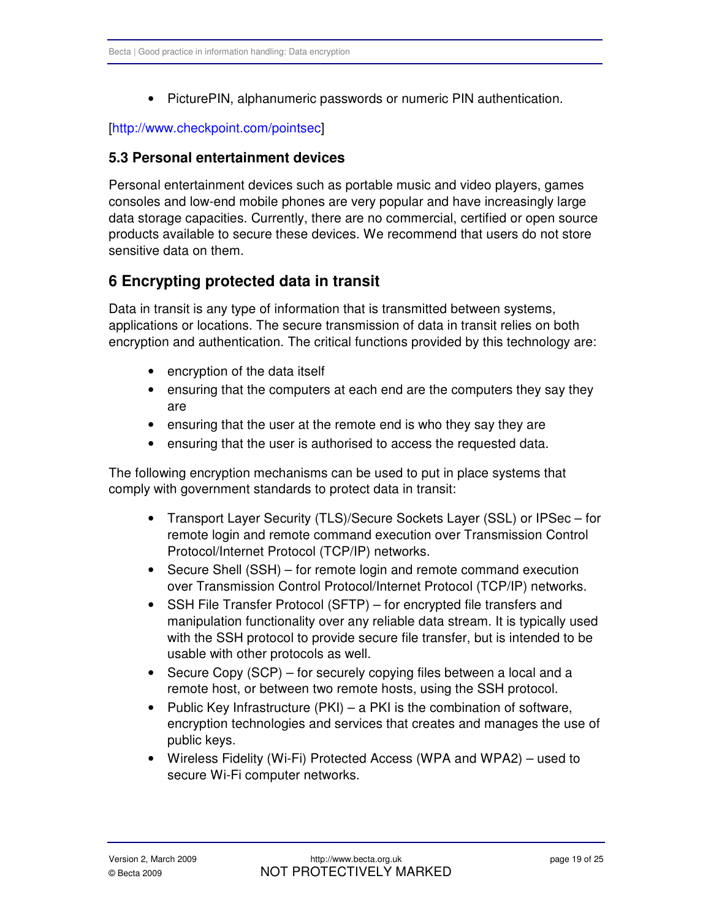- PicturePIN, alphanumeric passwords or numeric PIN authentication.

[http://www.checkpoint.com/pointsec]

### 5.3 Personal entertainment devices

Personal entertainment devices such as portable music and video players, games consoles and low-end mobile phones are very popular and have increasingly large data storage capacities. Currently, there are no commercial, certified or open source products available to secure these devices. We recommend that users do not store sensitive data on them.

## 6 Encrypting protected data in transit

Data in transit is any type of information that is transmitted between systems, applications or locations. The secure transmission of data in transit relies on both encryption and authentication. The critical functions provided by this technology are:

- encryption of the data itself
- ensuring that the computers at each end are the computers they say they are
- ensuring that the user at the remote end is who they say they are
- ensuring that the user is authorised to access the requested data.

The following encryption mechanisms can be used to put in place systems that comply with government standards to protect data in transit:

- Transport Layer Security (TLS)/Secure Sockets Layer (SSL) or IPSec – for remote login and remote command execution over Transmission Control Protocol/Internet Protocol (TCP/IP) networks.
- Secure Shell (SSH) – for remote login and remote command execution over Transmission Control Protocol/Internet Protocol (TCP/IP) networks.
- SSH File Transfer Protocol (SFTP) – for encrypted file transfers and manipulation functionality over any reliable data stream. It is typically used with the SSH protocol to provide secure file transfer, but is intended to be usable with other protocols as well.
- Secure Copy (SCP) – for securely copying files between a local and a remote host, or between two remote hosts, using the SSH protocol.
- Public Key Infrastructure (PKI) – a PKI is the combination of software, encryption technologies and services that creates and manages the use of public keys.
- Wireless Fidelity (Wi-Fi) Protected Access (WPA and WPA2) – used to secure Wi-Fi computer networks.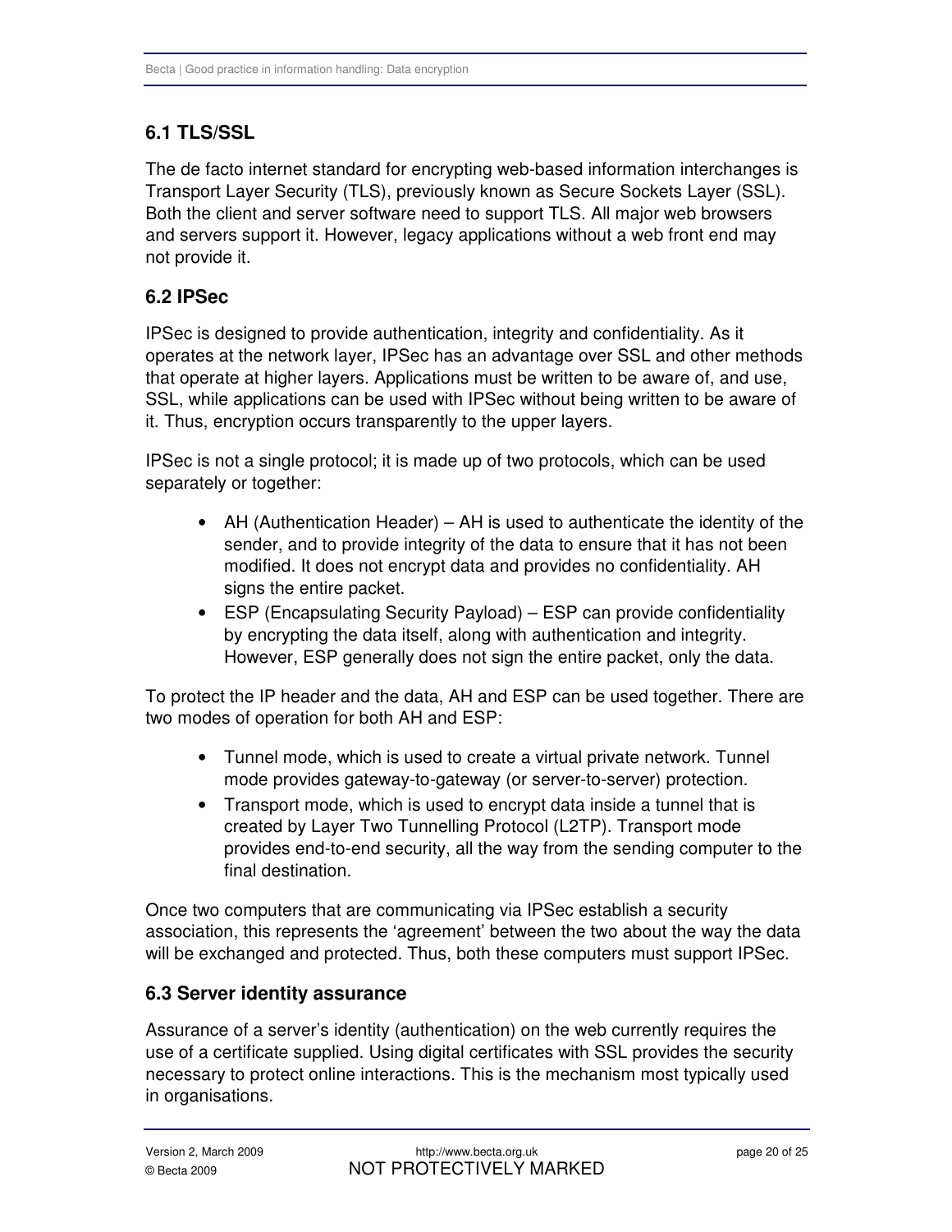## 6.1 TLS/SSL

The de facto internet standard for encrypting web-based information interchanges is Transport Layer Security (TLS), previously known as Secure Sockets Layer (SSL). Both the client and server software need to support TLS. All major web browsers and servers support it. However, legacy applications without a web front end may not provide it.

## 6.2 IPSec

IPSec is designed to provide authentication, integrity and confidentiality. As it operates at the network layer, IPSec has an advantage over SSL and other methods that operate at higher layers. Applications must be written to be aware of, and use, SSL, while applications can be used with IPSec without being written to be aware of it. Thus, encryption occurs transparently to the upper layers.

IPSec is not a single protocol; it is made up of two protocols, which can be used separately or together:

- AH (Authentication Header) – AH is used to authenticate the identity of the sender, and to provide integrity of the data to ensure that it has not been modified. It does not encrypt data and provides no confidentiality. AH signs the entire packet.
- ESP (Encapsulating Security Payload) – ESP can provide confidentiality by encrypting the data itself, along with authentication and integrity. However, ESP generally does not sign the entire packet, only the data.

To protect the IP header and the data, AH and ESP can be used together. There are two modes of operation for both AH and ESP:

- Tunnel mode, which is used to create a virtual private network. Tunnel mode provides gateway-to-gateway (or server-to-server) protection.
- Transport mode, which is used to encrypt data inside a tunnel that is created by Layer Two Tunnelling Protocol (L2TP). Transport mode provides end-to-end security, all the way from the sending computer to the final destination.

Once two computers that are communicating via IPSec establish a security association, this represents the 'agreement' between the two about the way the data will be exchanged and protected. Thus, both these computers must support IPSec.

## 6.3 Server identity assurance

Assurance of a server's identity (authentication) on the web currently requires the use of a certificate supplied. Using digital certificates with SSL provides the security necessary to protect online interactions. This is the mechanism most typically used in organisations.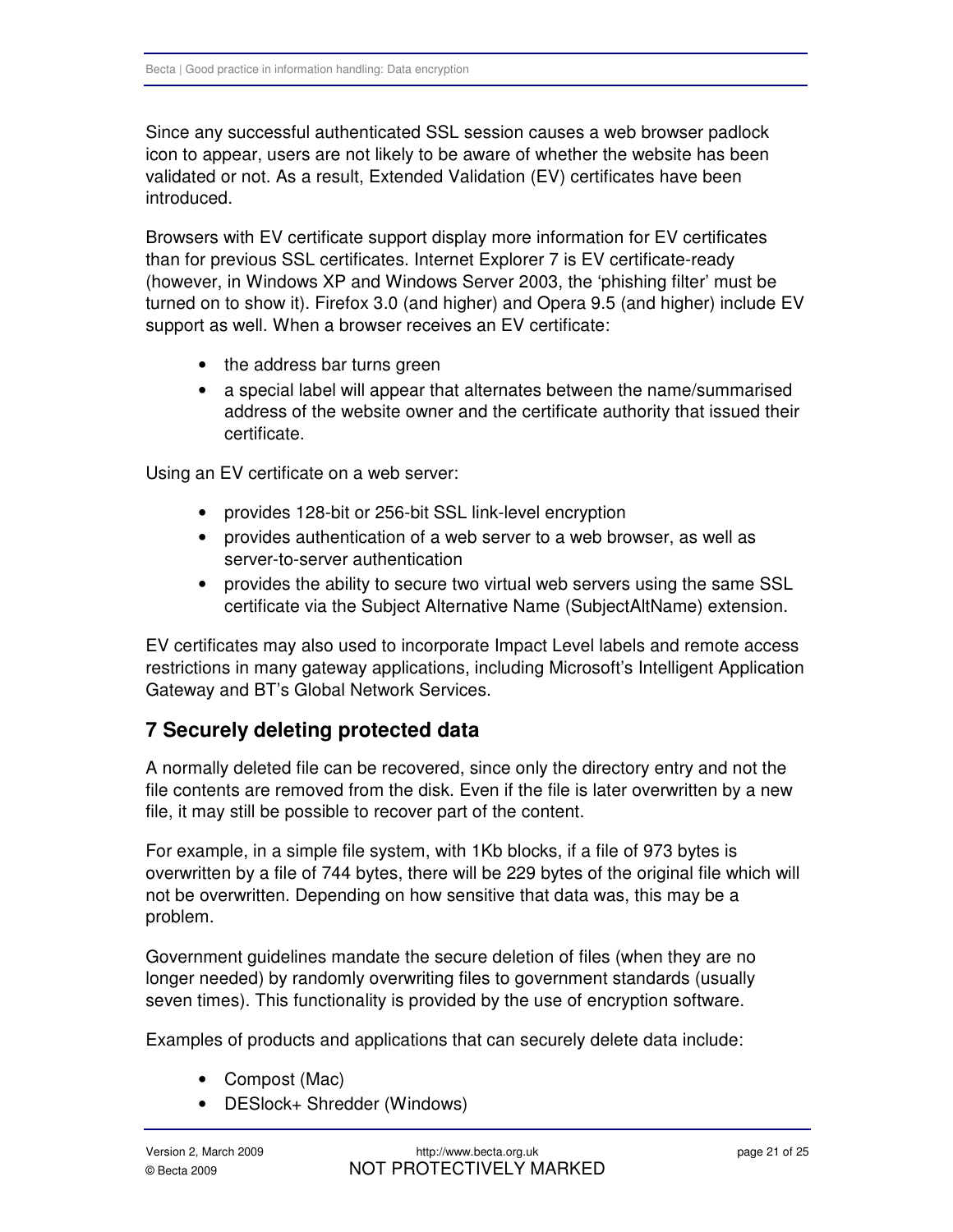Since any successful authenticated SSL session causes a web browser padlock icon to appear, users are not likely to be aware of whether the website has been validated or not. As a result, Extended Validation (EV) certificates have been introduced.

Browsers with EV certificate support display more information for EV certificates than for previous SSL certificates. Internet Explorer 7 is EV certificate-ready (however, in Windows XP and Windows Server 2003, the 'phishing filter' must be turned on to show it). Firefox 3.0 (and higher) and Opera 9.5 (and higher) include EV support as well. When a browser receives an EV certificate:

- the address bar turns green
- a special label will appear that alternates between the name/summarised address of the website owner and the certificate authority that issued their certificate.

Using an EV certificate on a web server:

- provides 128-bit or 256-bit SSL link-level encryption
- provides authentication of a web server to a web browser, as well as server-to-server authentication
- provides the ability to secure two virtual web servers using the same SSL certificate via the Subject Alternative Name (SubjectAltName) extension.

EV certificates may also used to incorporate Impact Level labels and remote access restrictions in many gateway applications, including Microsoft's Intelligent Application Gateway and BT's Global Network Services.

## 7 Securely deleting protected data

A normally deleted file can be recovered, since only the directory entry and not the file contents are removed from the disk. Even if the file is later overwritten by a new file, it may still be possible to recover part of the content.

For example, in a simple file system, with 1Kb blocks, if a file of 973 bytes is overwritten by a file of 744 bytes, there will be 229 bytes of the original file which will not be overwritten. Depending on how sensitive that data was, this may be a problem.

Government guidelines mandate the secure deletion of files (when they are no longer needed) by randomly overwriting files to government standards (usually seven times). This functionality is provided by the use of encryption software.

Examples of products and applications that can securely delete data include:

- Compost (Mac)
- DESlock+ Shredder (Windows)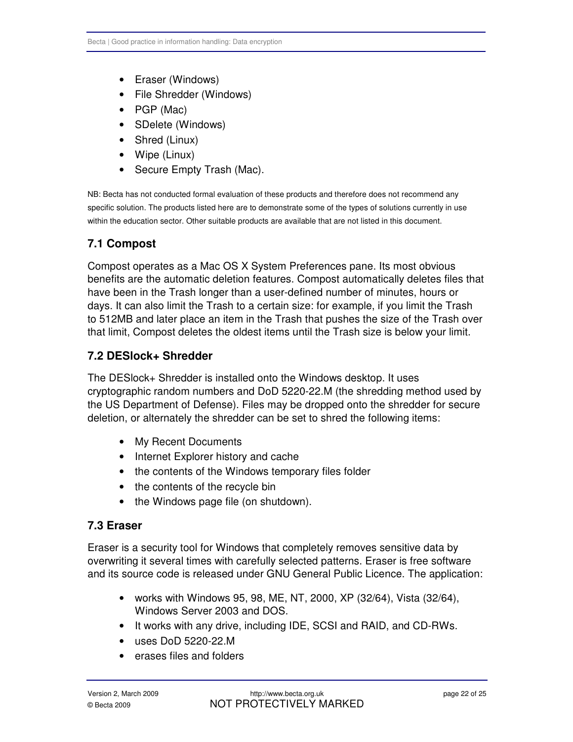- Eraser (Windows)
- File Shredder (Windows)
- PGP (Mac)
- SDelete (Windows)
- Shred (Linux)
- Wipe (Linux)
- Secure Empty Trash (Mac).

NB: Becta has not conducted formal evaluation of these products and therefore does not recommend any specific solution. The products listed here are to demonstrate some of the types of solutions currently in use within the education sector. Other suitable products are available that are not listed in this document.

### 7.1 Compost

Compost operates as a Mac OS X System Preferences pane. Its most obvious benefits are the automatic deletion features. Compost automatically deletes files that have been in the Trash longer than a user-defined number of minutes, hours or days. It can also limit the Trash to a certain size: for example, if you limit the Trash to 512MB and later place an item in the Trash that pushes the size of the Trash over that limit, Compost deletes the oldest items until the Trash size is below your limit.

### 7.2 DESlock+ Shredder

The DESlock+ Shredder is installed onto the Windows desktop. It uses cryptographic random numbers and DoD 5220-22.M (the shredding method used by the US Department of Defense). Files may be dropped onto the shredder for secure deletion, or alternately the shredder can be set to shred the following items:

- My Recent Documents
- Internet Explorer history and cache
- the contents of the Windows temporary files folder
- the contents of the recycle bin
- the Windows page file (on shutdown).

### 7.3 Eraser

Eraser is a security tool for Windows that completely removes sensitive data by overwriting it several times with carefully selected patterns. Eraser is free software and its source code is released under GNU General Public Licence. The application:

- works with Windows 95, 98, ME, NT, 2000, XP (32/64), Vista (32/64), Windows Server 2003 and DOS.
- It works with any drive, including IDE, SCSI and RAID, and CD-RWs.
- uses DoD 5220-22.M
- erases files and folders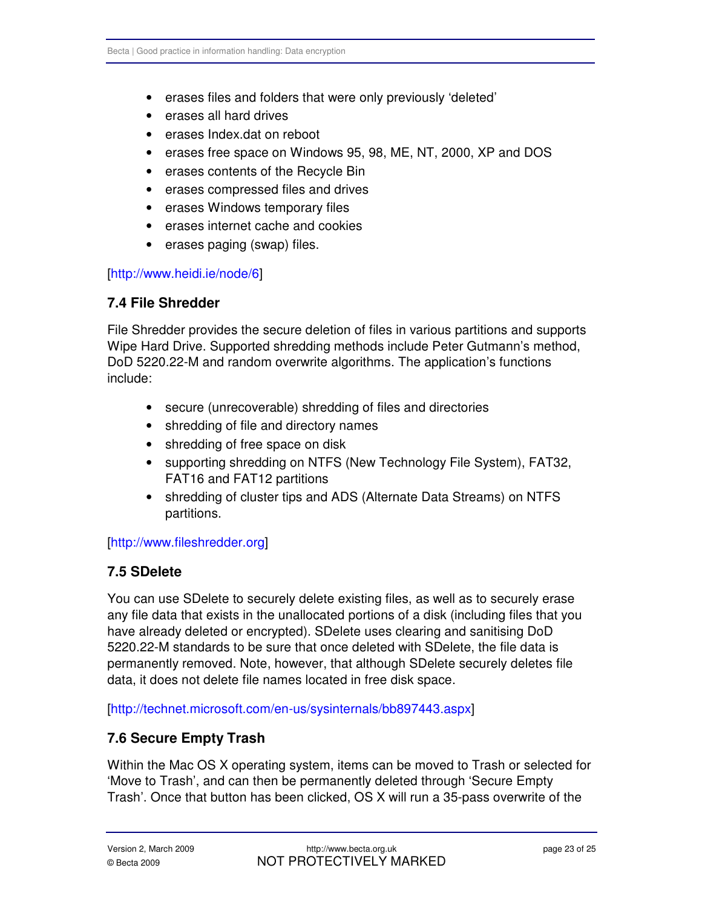- erases files and folders that were only previously 'deleted'
- erases all hard drives
- erases Index.dat on reboot
- erases free space on Windows 95, 98, ME, NT, 2000, XP and DOS
- erases contents of the Recycle Bin
- erases compressed files and drives
- erases Windows temporary files
- erases internet cache and cookies
- erases paging (swap) files.

[http://www.heidi.ie/node/6]

### 7.4 File Shredder

File Shredder provides the secure deletion of files in various partitions and supports Wipe Hard Drive. Supported shredding methods include Peter Gutmann's method, DoD 5220.22-M and random overwrite algorithms. The application's functions include:

- secure (unrecoverable) shredding of files and directories
- shredding of file and directory names
- shredding of free space on disk
- supporting shredding on NTFS (New Technology File System), FAT32, FAT16 and FAT12 partitions
- shredding of cluster tips and ADS (Alternate Data Streams) on NTFS partitions.

[http://www.fileshredder.org]

### 7.5 SDelete

You can use SDelete to securely delete existing files, as well as to securely erase any file data that exists in the unallocated portions of a disk (including files that you have already deleted or encrypted). SDelete uses clearing and sanitising DoD 5220.22-M standards to be sure that once deleted with SDelete, the file data is permanently removed. Note, however, that although SDelete securely deletes file data, it does not delete file names located in free disk space.

[http://technet.microsoft.com/en-us/sysinternals/bb897443.aspx]

### 7.6 Secure Empty Trash

Within the Mac OS X operating system, items can be moved to Trash or selected for 'Move to Trash', and can then be permanently deleted through 'Secure Empty Trash'. Once that button has been clicked, OS X will run a 35-pass overwrite of the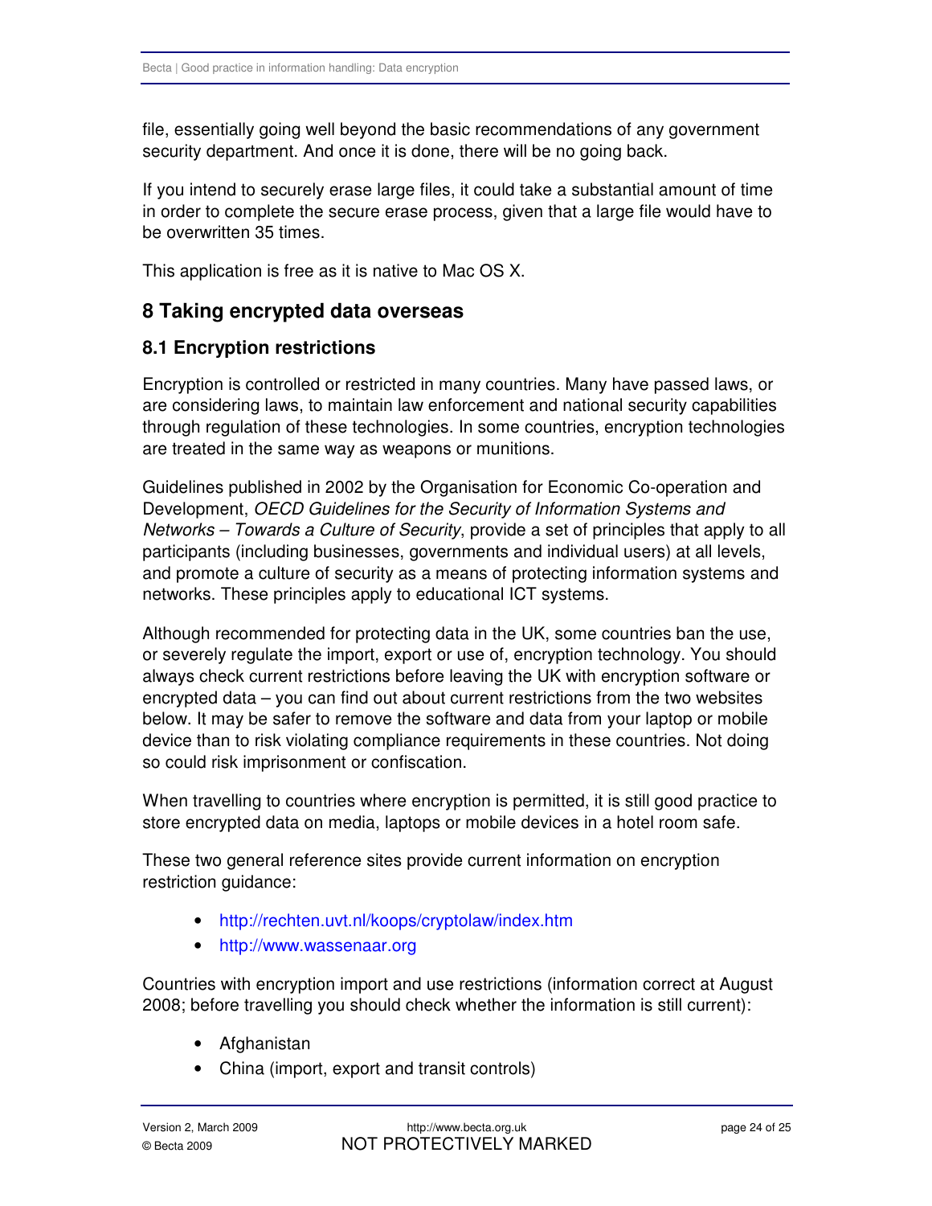file, essentially going well beyond the basic recommendations of any government security department. And once it is done, there will be no going back.

If you intend to securely erase large files, it could take a substantial amount of time in order to complete the secure erase process, given that a large file would have to be overwritten 35 times.

This application is free as it is native to Mac OS X.

## 8 Taking encrypted data overseas

### 8.1 Encryption restrictions

Encryption is controlled or restricted in many countries. Many have passed laws, or are considering laws, to maintain law enforcement and national security capabilities through regulation of these technologies. In some countries, encryption technologies are treated in the same way as weapons or munitions.

Guidelines published in 2002 by the Organisation for Economic Co-operation and Development, *OECD Guidelines for the Security of Information Systems and Networks – Towards a Culture of Security*, provide a set of principles that apply to all participants (including businesses, governments and individual users) at all levels, and promote a culture of security as a means of protecting information systems and networks. These principles apply to educational ICT systems.

Although recommended for protecting data in the UK, some countries ban the use, or severely regulate the import, export or use of, encryption technology. You should always check current restrictions before leaving the UK with encryption software or encrypted data – you can find out about current restrictions from the two websites below. It may be safer to remove the software and data from your laptop or mobile device than to risk violating compliance requirements in these countries. Not doing so could risk imprisonment or confiscation.

When travelling to countries where encryption is permitted, it is still good practice to store encrypted data on media, laptops or mobile devices in a hotel room safe.

These two general reference sites provide current information on encryption restriction guidance:

- http://rechten.uvt.nl/koops/cryptolaw/index.htm
- http://www.wassenaar.org

Countries with encryption import and use restrictions (information correct at August 2008; before travelling you should check whether the information is still current):

- Afghanistan
- China (import, export and transit controls)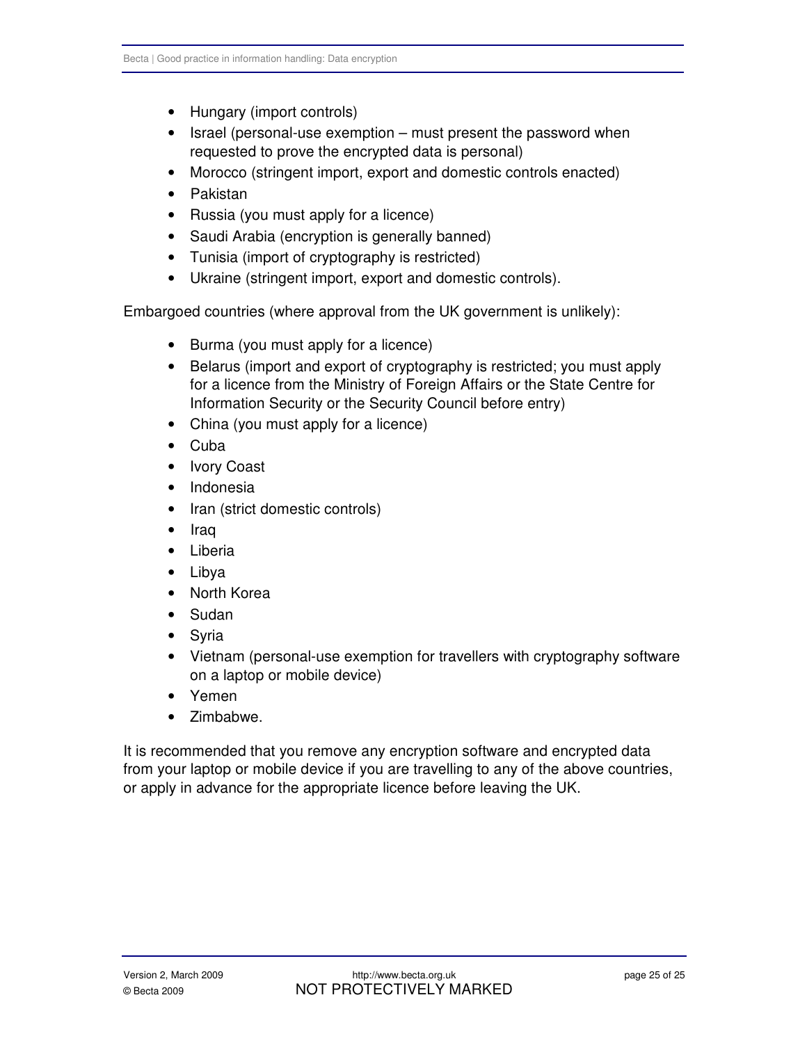- Hungary (import controls)
- Israel (personal-use exemption – must present the password when requested to prove the encrypted data is personal)
- Morocco (stringent import, export and domestic controls enacted)
- Pakistan
- Russia (you must apply for a licence)
- Saudi Arabia (encryption is generally banned)
- Tunisia (import of cryptography is restricted)
- Ukraine (stringent import, export and domestic controls).

Embargoed countries (where approval from the UK government is unlikely):

- Burma (you must apply for a licence)
- Belarus (import and export of cryptography is restricted; you must apply for a licence from the Ministry of Foreign Affairs or the State Centre for Information Security or the Security Council before entry)
- China (you must apply for a licence)
- Cuba
- Ivory Coast
- Indonesia
- Iran (strict domestic controls)
- Iraq
- Liberia
- Libya
- North Korea
- Sudan
- Syria
- Vietnam (personal-use exemption for travellers with cryptography software on a laptop or mobile device)
- Yemen
- Zimbabwe.

It is recommended that you remove any encryption software and encrypted data from your laptop or mobile device if you are travelling to any of the above countries, or apply in advance for the appropriate licence before leaving the UK.